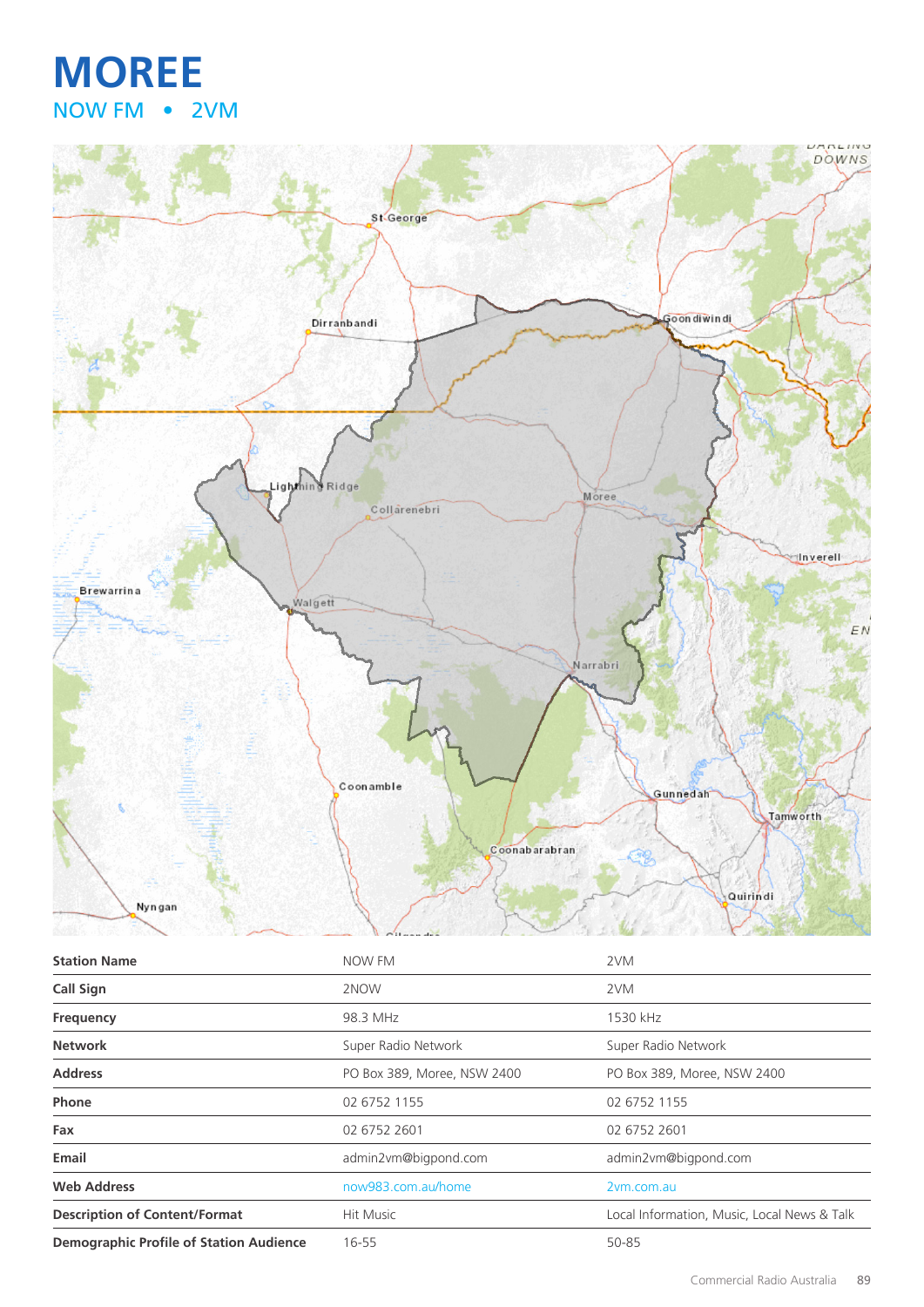# MOREE

## NOW FM • 2VM

| Station Name | NOW FM | 2VM |
|---|---|---|
| Call Sign | 2NOW | 2VM |
| Frequency | 98.3 MHz | 1530 kHz |
| Network | Super Radio Network | Super Radio Network |
| Address | PO Box 389, Moree, NSW 2400 | PO Box 389, Moree, NSW 2400 |
| Phone | 02 6752 1155 | 02 6752 1155 |
| Fax | 02 6752 2601 | 02 6752 2601 |
| Email | admin2vm@bigpond.com | admin2vm@bigpond.com |
| Web Address | now983.com.au/home | 2vm.com.au |
| Description of Content/Format | Hit Music | Local Information, Music, Local News & Talk |
| Demographic Profile of Station Audience | 16-55 | 50-85 |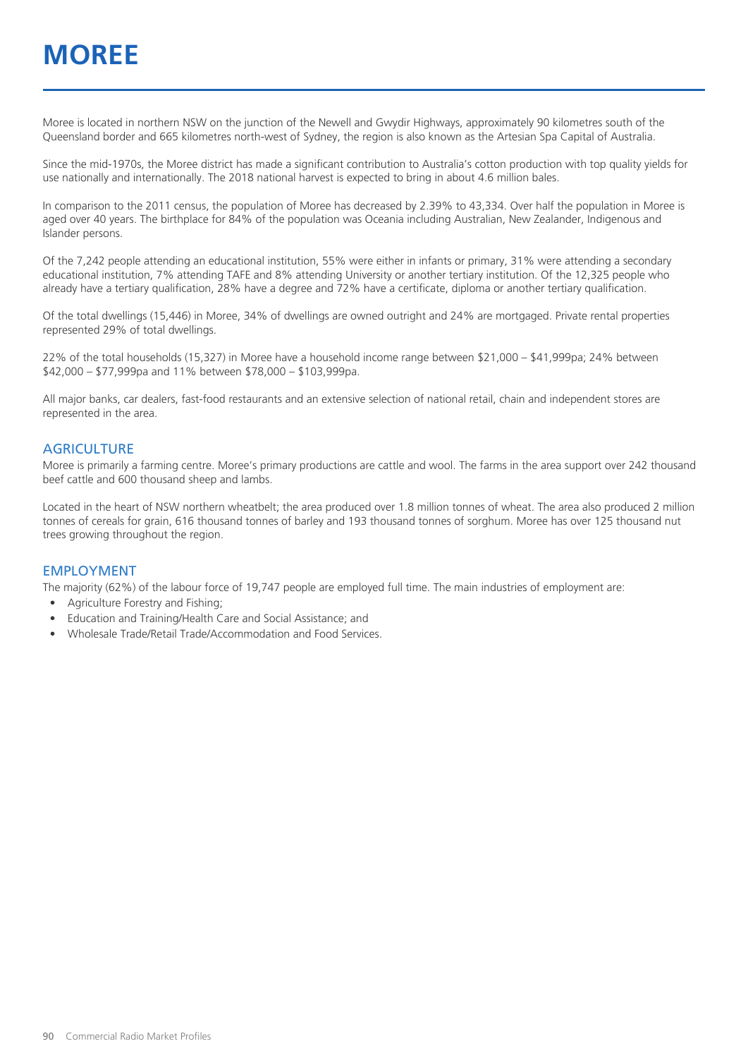# MOREE

Moree is located in northern NSW on the junction of the Newell and Gwydir Highways, approximately 90 kilometres south of the Queensland border and 665 kilometres north-west of Sydney, the region is also known as the Artesian Spa Capital of Australia.

Since the mid-1970s, the Moree district has made a significant contribution to Australia's cotton production with top quality yields for use nationally and internationally. The 2018 national harvest is expected to bring in about 4.6 million bales.

In comparison to the 2011 census, the population of Moree has decreased by 2.39% to 43,334. Over half the population in Moree is aged over 40 years. The birthplace for 84% of the population was Oceania including Australian, New Zealander, Indigenous and Islander persons.

Of the 7,242 people attending an educational institution, 55% were either in infants or primary, 31% were attending a secondary educational institution, 7% attending TAFE and 8% attending University or another tertiary institution. Of the 12,325 people who already have a tertiary qualification, 28% have a degree and 72% have a certificate, diploma or another tertiary qualification.

Of the total dwellings (15,446) in Moree, 34% of dwellings are owned outright and 24% are mortgaged. Private rental properties represented 29% of total dwellings.

22% of the total households (15,327) in Moree have a household income range between $21,000 – $41,999pa; 24% between $42,000 – $77,999pa and 11% between $78,000 – $103,999pa.

All major banks, car dealers, fast-food restaurants and an extensive selection of national retail, chain and independent stores are represented in the area.

## AGRICULTURE

Moree is primarily a farming centre. Moree's primary productions are cattle and wool. The farms in the area support over 242 thousand beef cattle and 600 thousand sheep and lambs.

Located in the heart of NSW northern wheatbelt; the area produced over 1.8 million tonnes of wheat. The area also produced 2 million tonnes of cereals for grain, 616 thousand tonnes of barley and 193 thousand tonnes of sorghum. Moree has over 125 thousand nut trees growing throughout the region.

## EMPLOYMENT

The majority (62%) of the labour force of 19,747 people are employed full time. The main industries of employment are:

- Agriculture Forestry and Fishing;
- Education and Training/Health Care and Social Assistance; and
- Wholesale Trade/Retail Trade/Accommodation and Food Services.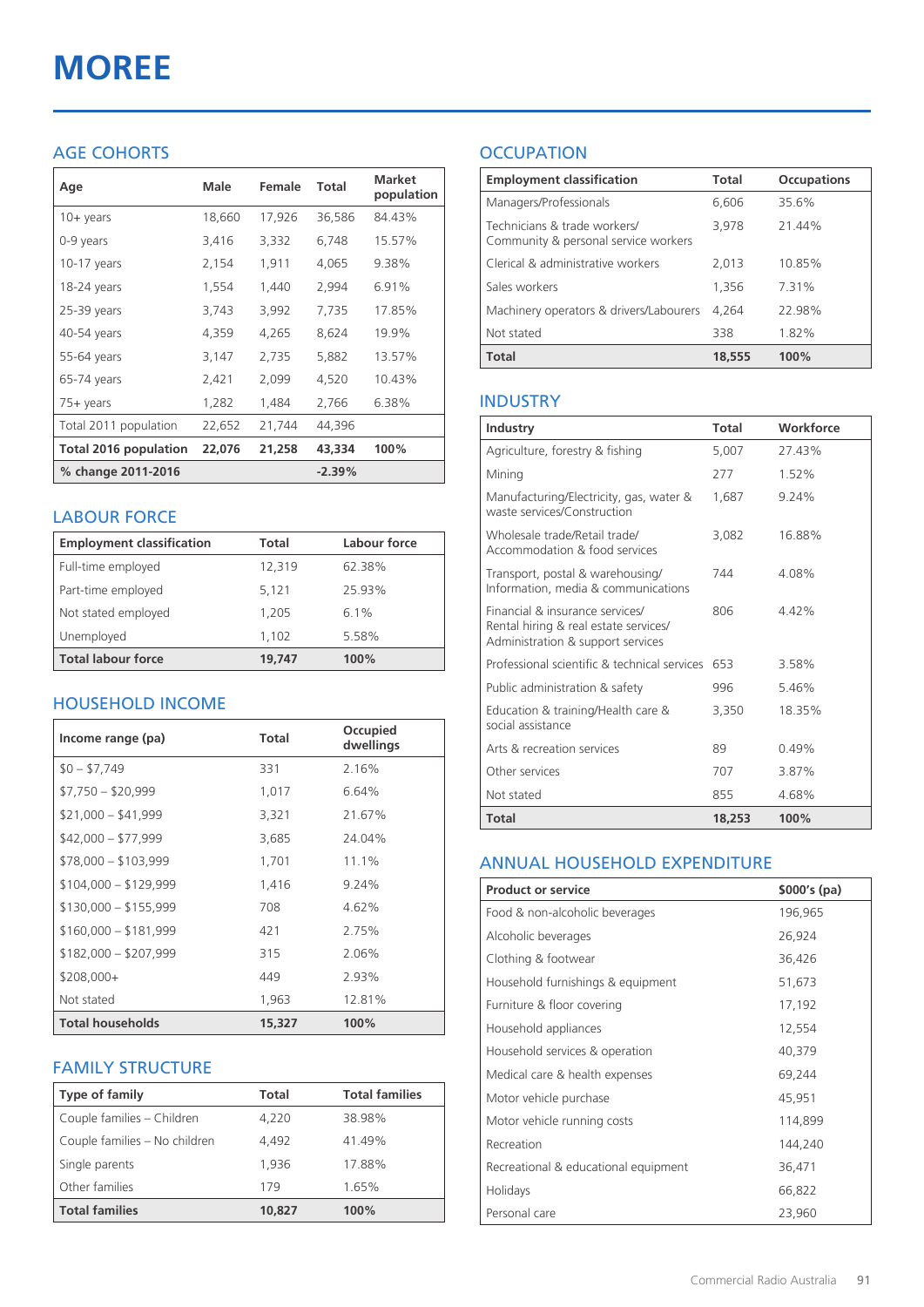# MOREE

## AGE COHORTS

| Age | Male | Female | Total | Market population |
|---|---|---|---|---|
| 10+ years | 18,660 | 17,926 | 36,586 | 84.43% |
| 0-9 years | 3,416 | 3,332 | 6,748 | 15.57% |
| 10-17 years | 2,154 | 1,911 | 4,065 | 9.38% |
| 18-24 years | 1,554 | 1,440 | 2,994 | 6.91% |
| 25-39 years | 3,743 | 3,992 | 7,735 | 17.85% |
| 40-54 years | 4,359 | 4,265 | 8,624 | 19.9% |
| 55-64 years | 3,147 | 2,735 | 5,882 | 13.57% |
| 65-74 years | 2,421 | 2,099 | 4,520 | 10.43% |
| 75+ years | 1,282 | 1,484 | 2,766 | 6.38% |
| Total 2011 population | 22,652 | 21,744 | 44,396 | |
| **Total 2016 population** | **22,076** | **21,258** | **43,334** | **100%** |
| **% change 2011-2016** | | | **-2.39%** | |

## LABOUR FORCE

| Employment classification | Total | Labour force |
|---|---|---|
| Full-time employed | 12,319 | 62.38% |
| Part-time employed | 5,121 | 25.93% |
| Not stated employed | 1,205 | 6.1% |
| Unemployed | 1,102 | 5.58% |
| **Total labour force** | **19,747** | **100%** |

## HOUSEHOLD INCOME

| Income range (pa) | Total | Occupied dwellings |
|---|---|---|
| $0 – $7,749 | 331 | 2.16% |
| $7,750 – $20,999 | 1,017 | 6.64% |
| $21,000 – $41,999 | 3,321 | 21.67% |
| $42,000 – $77,999 | 3,685 | 24.04% |
| $78,000 – $103,999 | 1,701 | 11.1% |
| $104,000 – $129,999 | 1,416 | 9.24% |
| $130,000 – $155,999 | 708 | 4.62% |
| $160,000 – $181,999 | 421 | 2.75% |
| $182,000 – $207,999 | 315 | 2.06% |
| $208,000+ | 449 | 2.93% |
| Not stated | 1,963 | 12.81% |
| **Total households** | **15,327** | **100%** |

## FAMILY STRUCTURE

| Type of family | Total | Total families |
|---|---|---|
| Couple families – Children | 4,220 | 38.98% |
| Couple families – No children | 4,492 | 41.49% |
| Single parents | 1,936 | 17.88% |
| Other families | 179 | 1.65% |
| **Total families** | **10,827** | **100%** |

## OCCUPATION

| Employment classification | Total | Occupations |
|---|---|---|
| Managers/Professionals | 6,606 | 35.6% |
| Technicians & trade workers/ Community & personal service workers | 3,978 | 21.44% |
| Clerical & administrative workers | 2,013 | 10.85% |
| Sales workers | 1,356 | 7.31% |
| Machinery operators & drivers/Labourers | 4,264 | 22.98% |
| Not stated | 338 | 1.82% |
| **Total** | **18,555** | **100%** |

## INDUSTRY

| Industry | Total | Workforce |
|---|---|---|
| Agriculture, forestry & fishing | 5,007 | 27.43% |
| Mining | 277 | 1.52% |
| Manufacturing/Electricity, gas, water & waste services/Construction | 1,687 | 9.24% |
| Wholesale trade/Retail trade/ Accommodation & food services | 3,082 | 16.88% |
| Transport, postal & warehousing/ Information, media & communications | 744 | 4.08% |
| Financial & insurance services/ Rental hiring & real estate services/ Administration & support services | 806 | 4.42% |
| Professional scientific & technical services | 653 | 3.58% |
| Public administration & safety | 996 | 5.46% |
| Education & training/Health care & social assistance | 3,350 | 18.35% |
| Arts & recreation services | 89 | 0.49% |
| Other services | 707 | 3.87% |
| Not stated | 855 | 4.68% |
| **Total** | **18,253** | **100%** |

## ANNUAL HOUSEHOLD EXPENDITURE

| Product or service | $000's (pa) |
|---|---|
| Food & non-alcoholic beverages | 196,965 |
| Alcoholic beverages | 26,924 |
| Clothing & footwear | 36,426 |
| Household furnishings & equipment | 51,673 |
| Furniture & floor covering | 17,192 |
| Household appliances | 12,554 |
| Household services & operation | 40,379 |
| Medical care & health expenses | 69,244 |
| Motor vehicle purchase | 45,951 |
| Motor vehicle running costs | 114,899 |
| Recreation | 144,240 |
| Recreational & educational equipment | 36,471 |
| Holidays | 66,822 |
| Personal care | 23,960 |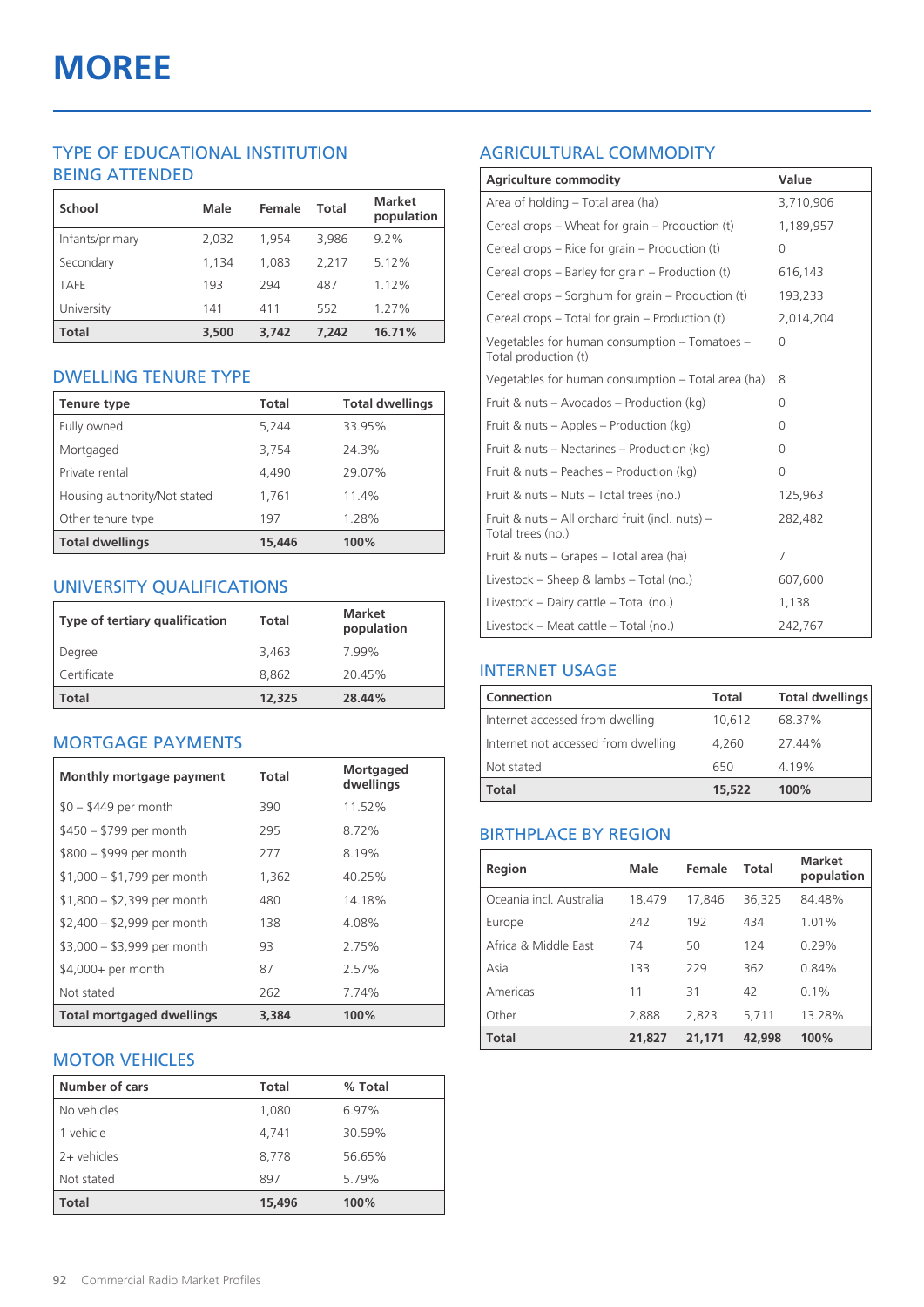# MOREE

## TYPE OF EDUCATIONAL INSTITUTION BEING ATTENDED

| School | Male | Female | Total | Market population |
|---|---|---|---|---|
| Infants/primary | 2,032 | 1,954 | 3,986 | 9.2% |
| Secondary | 1,134 | 1,083 | 2,217 | 5.12% |
| TAFE | 193 | 294 | 487 | 1.12% |
| University | 141 | 411 | 552 | 1.27% |
| **Total** | **3,500** | **3,742** | **7,242** | **16.71%** |

## DWELLING TENURE TYPE

| Tenure type | Total | Total dwellings |
|---|---|---|
| Fully owned | 5,244 | 33.95% |
| Mortgaged | 3,754 | 24.3% |
| Private rental | 4,490 | 29.07% |
| Housing authority/Not stated | 1,761 | 11.4% |
| Other tenure type | 197 | 1.28% |
| **Total dwellings** | **15,446** | **100%** |

## UNIVERSITY QUALIFICATIONS

| Type of tertiary qualification | Total | Market population |
|---|---|---|
| Degree | 3,463 | 7.99% |
| Certificate | 8,862 | 20.45% |
| **Total** | **12,325** | **28.44%** |

## MORTGAGE PAYMENTS

| Monthly mortgage payment | Total | Mortgaged dwellings |
|---|---|---|
| $0 – $449 per month | 390 | 11.52% |
| $450 – $799 per month | 295 | 8.72% |
| $800 – $999 per month | 277 | 8.19% |
| $1,000 – $1,799 per month | 1,362 | 40.25% |
| $1,800 – $2,399 per month | 480 | 14.18% |
| $2,400 – $2,999 per month | 138 | 4.08% |
| $3,000 – $3,999 per month | 93 | 2.75% |
| $4,000+ per month | 87 | 2.57% |
| Not stated | 262 | 7.74% |
| **Total mortgaged dwellings** | **3,384** | **100%** |

## MOTOR VEHICLES

| Number of cars | Total | % Total |
|---|---|---|
| No vehicles | 1,080 | 6.97% |
| 1 vehicle | 4,741 | 30.59% |
| 2+ vehicles | 8,778 | 56.65% |
| Not stated | 897 | 5.79% |
| **Total** | **15,496** | **100%** |

## AGRICULTURAL COMMODITY

| Agriculture commodity | Value |
|---|---|
| Area of holding – Total area (ha) | 3,710,906 |
| Cereal crops – Wheat for grain – Production (t) | 1,189,957 |
| Cereal crops – Rice for grain – Production (t) | 0 |
| Cereal crops – Barley for grain – Production (t) | 616,143 |
| Cereal crops – Sorghum for grain – Production (t) | 193,233 |
| Cereal crops – Total for grain – Production (t) | 2,014,204 |
| Vegetables for human consumption – Tomatoes – Total production (t) | 0 |
| Vegetables for human consumption – Total area (ha) | 8 |
| Fruit & nuts – Avocados – Production (kg) | 0 |
| Fruit & nuts – Apples – Production (kg) | 0 |
| Fruit & nuts – Nectarines – Production (kg) | 0 |
| Fruit & nuts – Peaches – Production (kg) | 0 |
| Fruit & nuts – Nuts – Total trees (no.) | 125,963 |
| Fruit & nuts – All orchard fruit (incl. nuts) – Total trees (no.) | 282,482 |
| Fruit & nuts – Grapes – Total area (ha) | 7 |
| Livestock – Sheep & lambs – Total (no.) | 607,600 |
| Livestock – Dairy cattle – Total (no.) | 1,138 |
| Livestock – Meat cattle – Total (no.) | 242,767 |

## INTERNET USAGE

| Connection | Total | Total dwellings |
|---|---|---|
| Internet accessed from dwelling | 10,612 | 68.37% |
| Internet not accessed from dwelling | 4,260 | 27.44% |
| Not stated | 650 | 4.19% |
| **Total** | **15,522** | **100%** |

## BIRTHPLACE BY REGION

| Region | Male | Female | Total | Market population |
|---|---|---|---|---|
| Oceania incl. Australia | 18,479 | 17,846 | 36,325 | 84.48% |
| Europe | 242 | 192 | 434 | 1.01% |
| Africa & Middle East | 74 | 50 | 124 | 0.29% |
| Asia | 133 | 229 | 362 | 0.84% |
| Americas | 11 | 31 | 42 | 0.1% |
| Other | 2,888 | 2,823 | 5,711 | 13.28% |
| **Total** | **21,827** | **21,171** | **42,998** | **100%** |